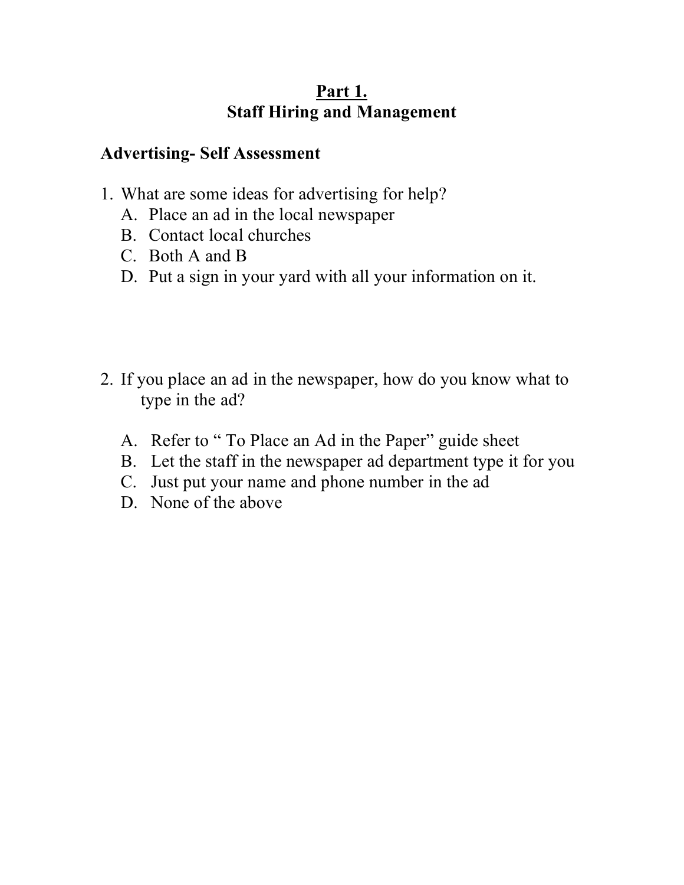# Part 1.
## Staff Hiring and Management

**Advertising- Self Assessment**

1. What are some ideas for advertising for help?
   A. Place an ad in the local newspaper
   B. Contact local churches
   C. Both A and B
   D. Put a sign in your yard with all your information on it.

2. If you place an ad in the newspaper, how do you know what to type in the ad?

   A. Refer to " To Place an Ad in the Paper" guide sheet
   B. Let the staff in the newspaper ad department type it for you
   C. Just put your name and phone number in the ad
   D. None of the above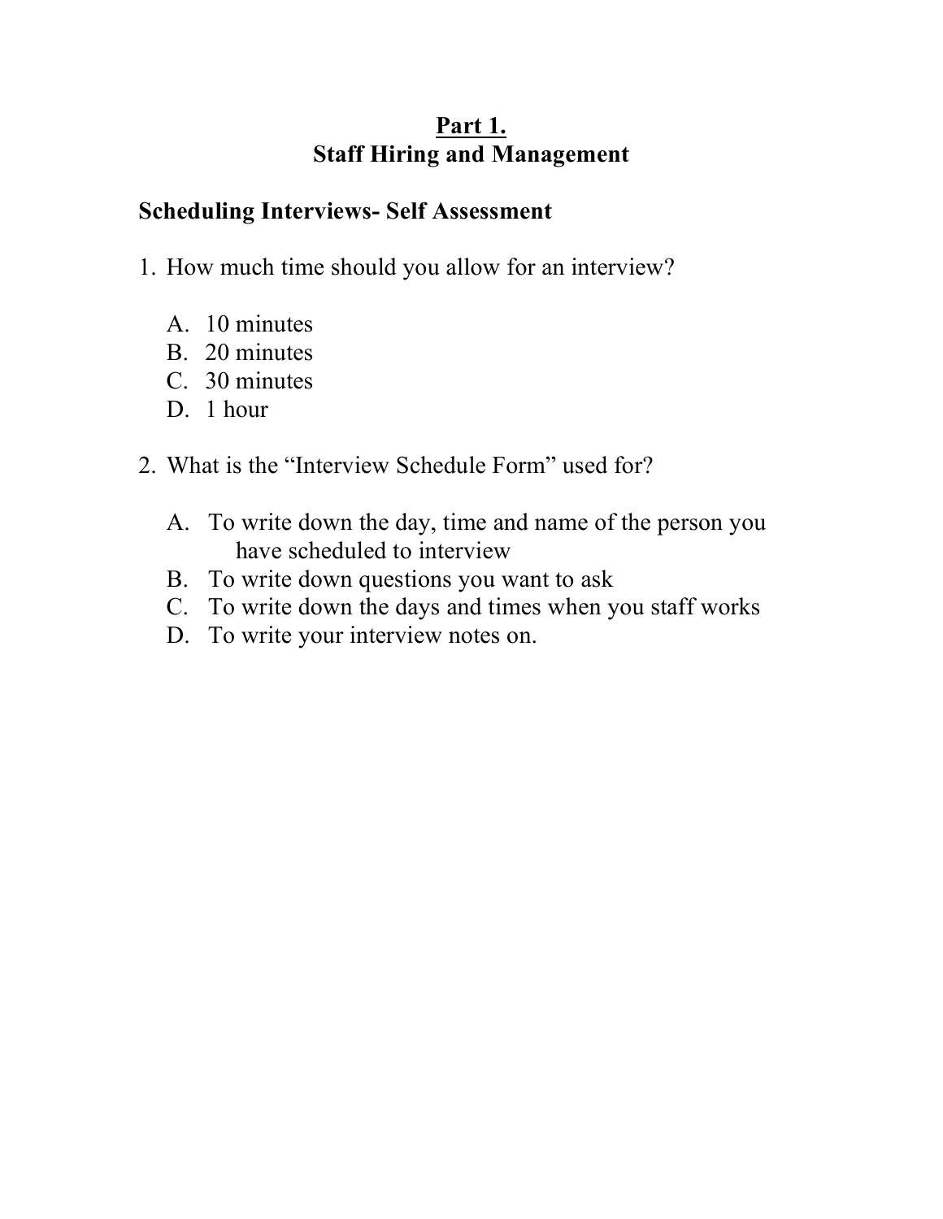# Part 1.
# Staff Hiring and Management

## Scheduling Interviews- Self Assessment

1. How much time should you allow for an interview?

   A. 10 minutes
   B. 20 minutes
   C. 30 minutes
   D. 1 hour

2. What is the "Interview Schedule Form" used for?

   A. To write down the day, time and name of the person you have scheduled to interview
   B. To write down questions you want to ask
   C. To write down the days and times when you staff works
   D. To write your interview notes on.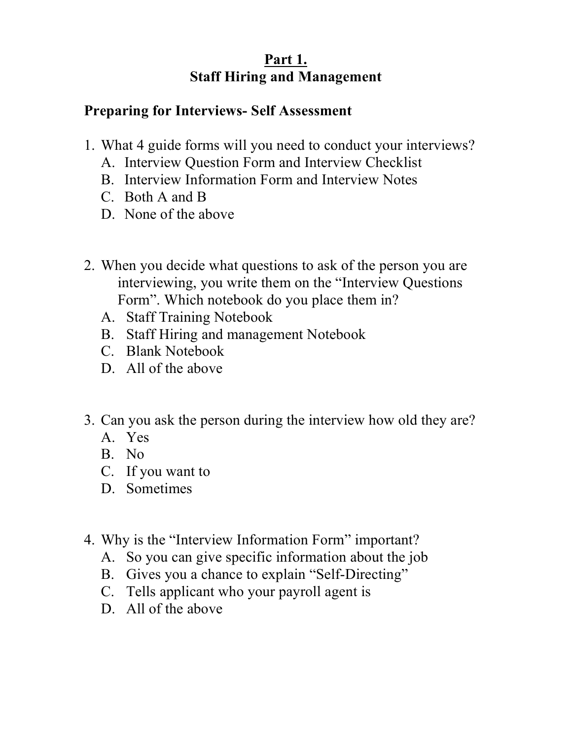# Part 1.
## Staff Hiring and Management

### Preparing for Interviews- Self Assessment

1. What 4 guide forms will you need to conduct your interviews?
   - A. Interview Question Form and Interview Checklist
   - B. Interview Information Form and Interview Notes
   - C. Both A and B
   - D. None of the above

2. When you decide what questions to ask of the person you are interviewing, you write them on the "Interview Questions Form". Which notebook do you place them in?
   - A. Staff Training Notebook
   - B. Staff Hiring and management Notebook
   - C. Blank Notebook
   - D. All of the above

3. Can you ask the person during the interview how old they are?
   - A. Yes
   - B. No
   - C. If you want to
   - D. Sometimes

4. Why is the "Interview Information Form" important?
   - A. So you can give specific information about the job
   - B. Gives you a chance to explain "Self-Directing"
   - C. Tells applicant who your payroll agent is
   - D. All of the above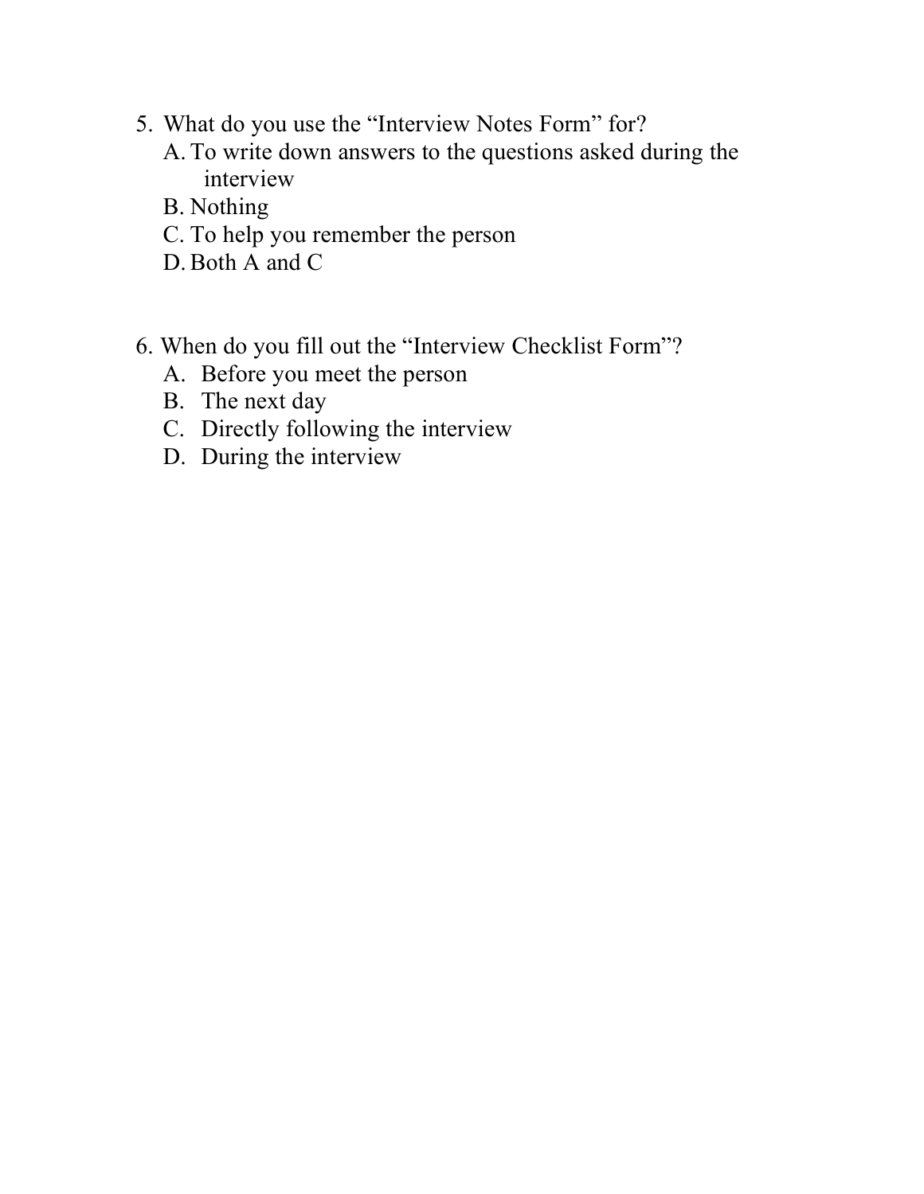5. What do you use the "Interview Notes Form" for?
   A. To write down answers to the questions asked during the interview
   B. Nothing
   C. To help you remember the person
   D. Both A and C

6. When do you fill out the "Interview Checklist Form"?
   A. Before you meet the person
   B. The next day
   C. Directly following the interview
   D. During the interview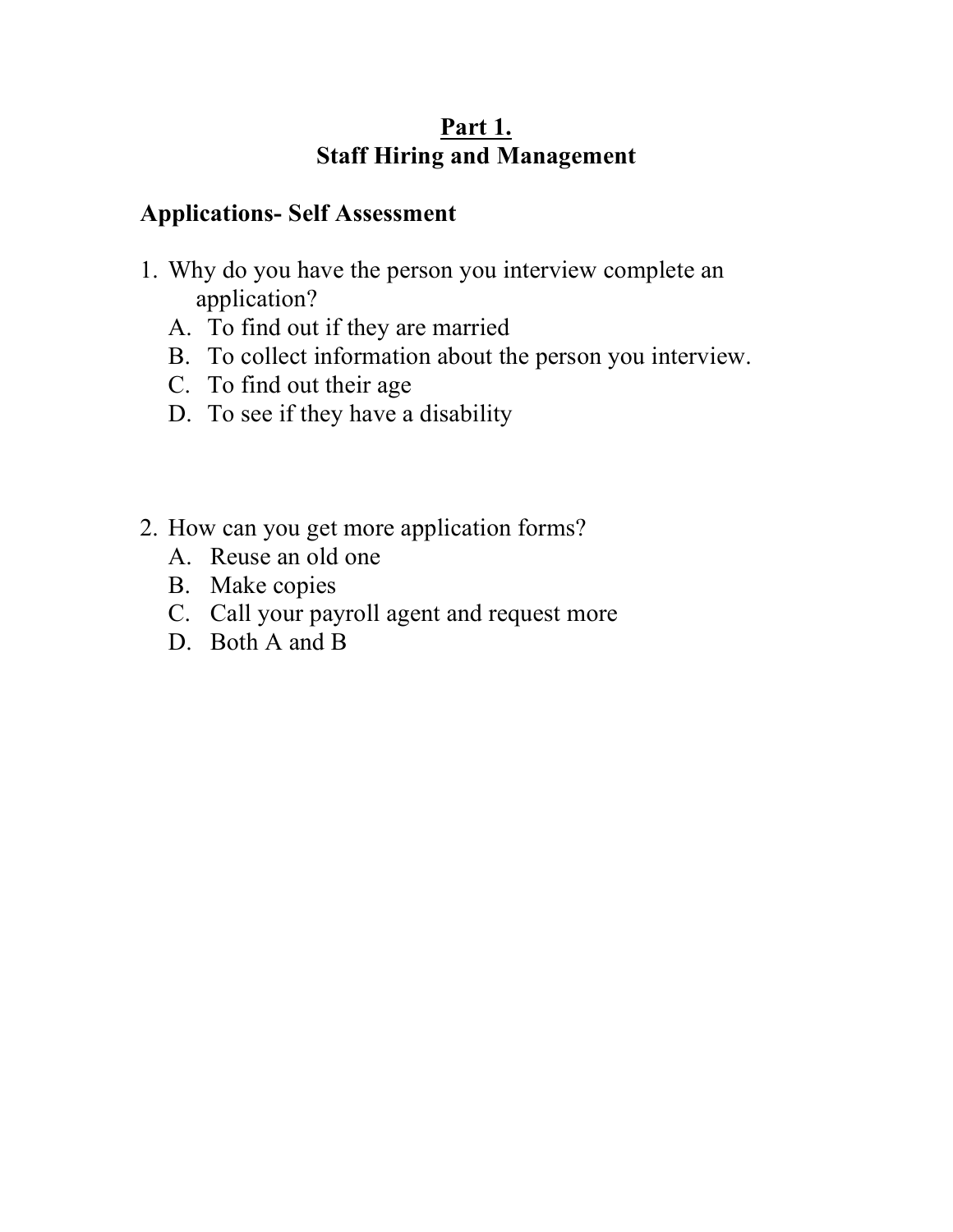# Part 1.
## Staff Hiring and Management

### Applications- Self Assessment

1. Why do you have the person you interview complete an application?
   A. To find out if they are married
   B. To collect information about the person you interview.
   C. To find out their age
   D. To see if they have a disability

2. How can you get more application forms?
   A. Reuse an old one
   B. Make copies
   C. Call your payroll agent and request more
   D. Both A and B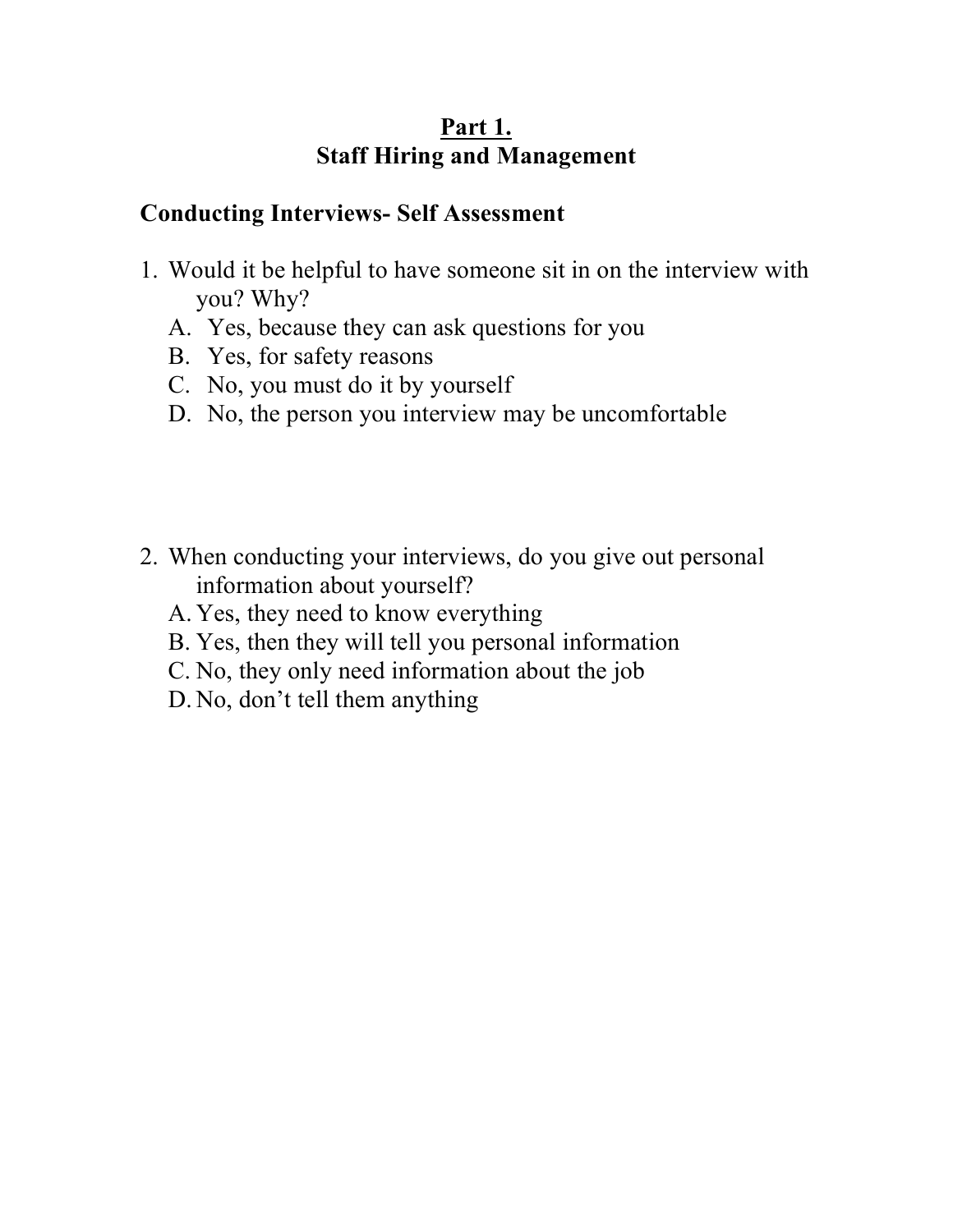# Part 1.

## Staff Hiring and Management

### Conducting Interviews- Self Assessment

1. Would it be helpful to have someone sit in on the interview with you? Why?
   A. Yes, because they can ask questions for you
   B. Yes, for safety reasons
   C. No, you must do it by yourself
   D. No, the person you interview may be uncomfortable

2. When conducting your interviews, do you give out personal information about yourself?
   A. Yes, they need to know everything
   B. Yes, then they will tell you personal information
   C. No, they only need information about the job
   D. No, don't tell them anything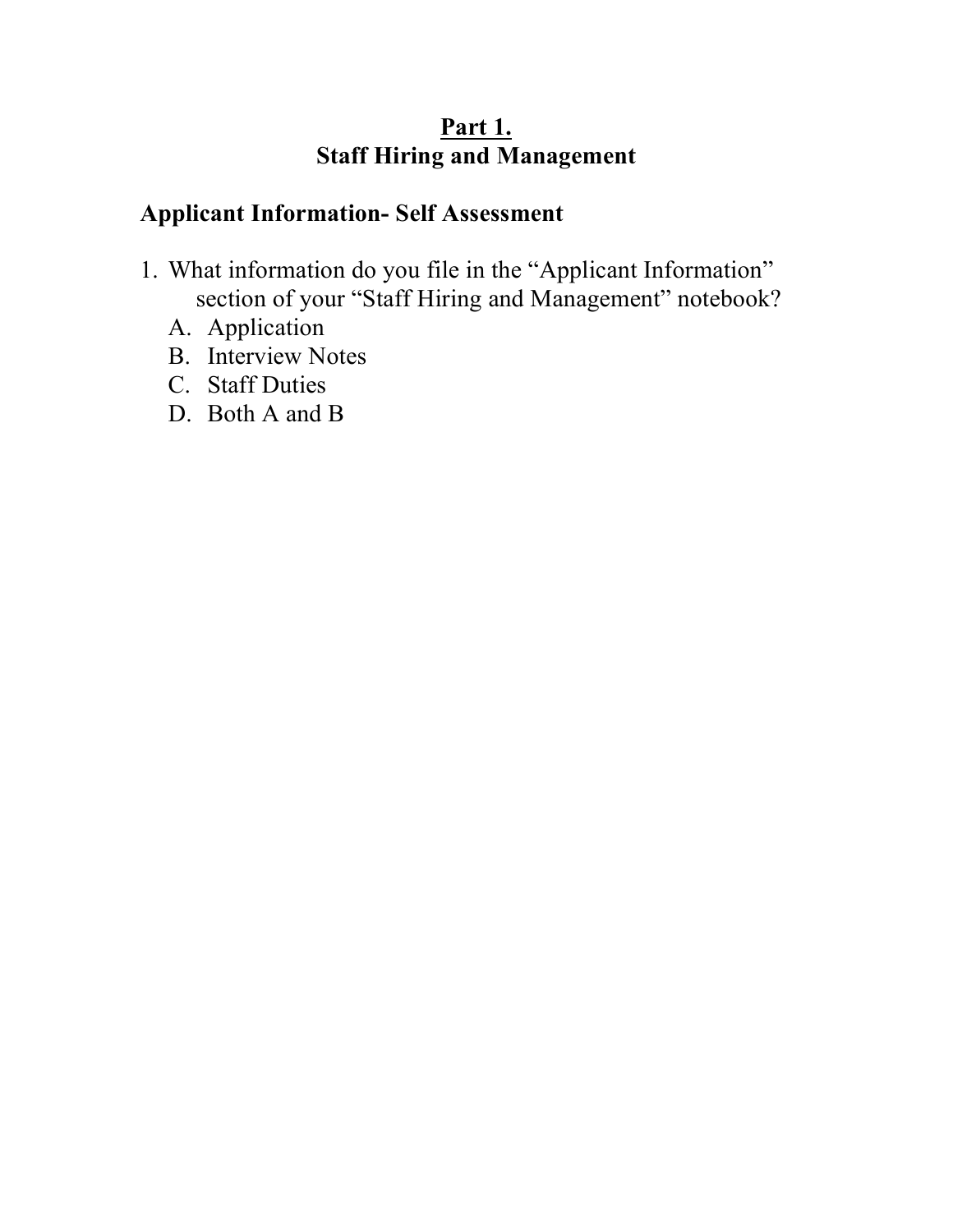## Part 1.
## Staff Hiring and Management

### Applicant Information- Self Assessment

1. What information do you file in the "Applicant Information" section of your "Staff Hiring and Management" notebook?
   A. Application
   B. Interview Notes
   C. Staff Duties
   D. Both A and B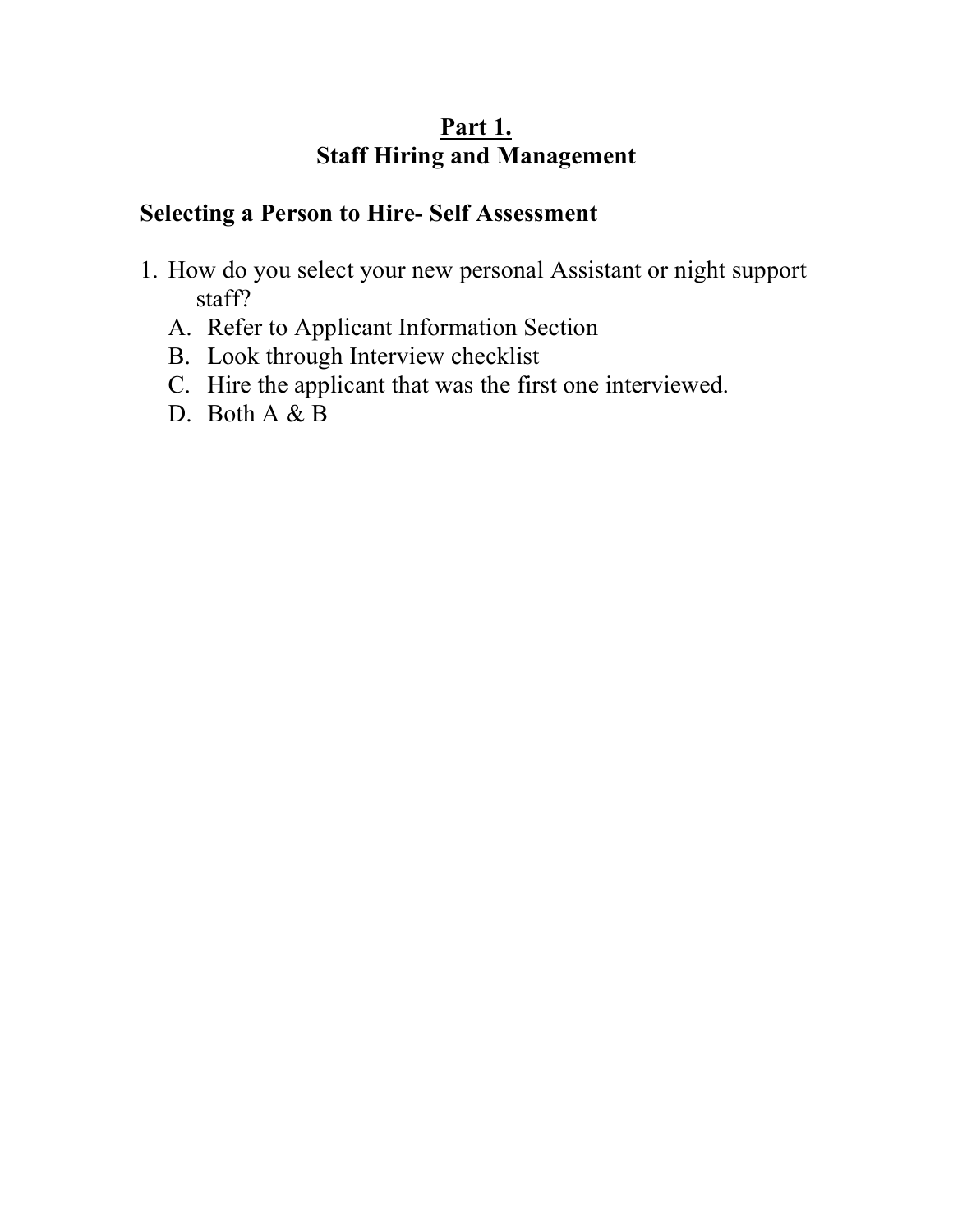# Part 1.
# Staff Hiring and Management

## Selecting a Person to Hire- Self Assessment

1. How do you select your new personal Assistant or night support staff?
   A. Refer to Applicant Information Section
   B. Look through Interview checklist
   C. Hire the applicant that was the first one interviewed.
   D. Both A & B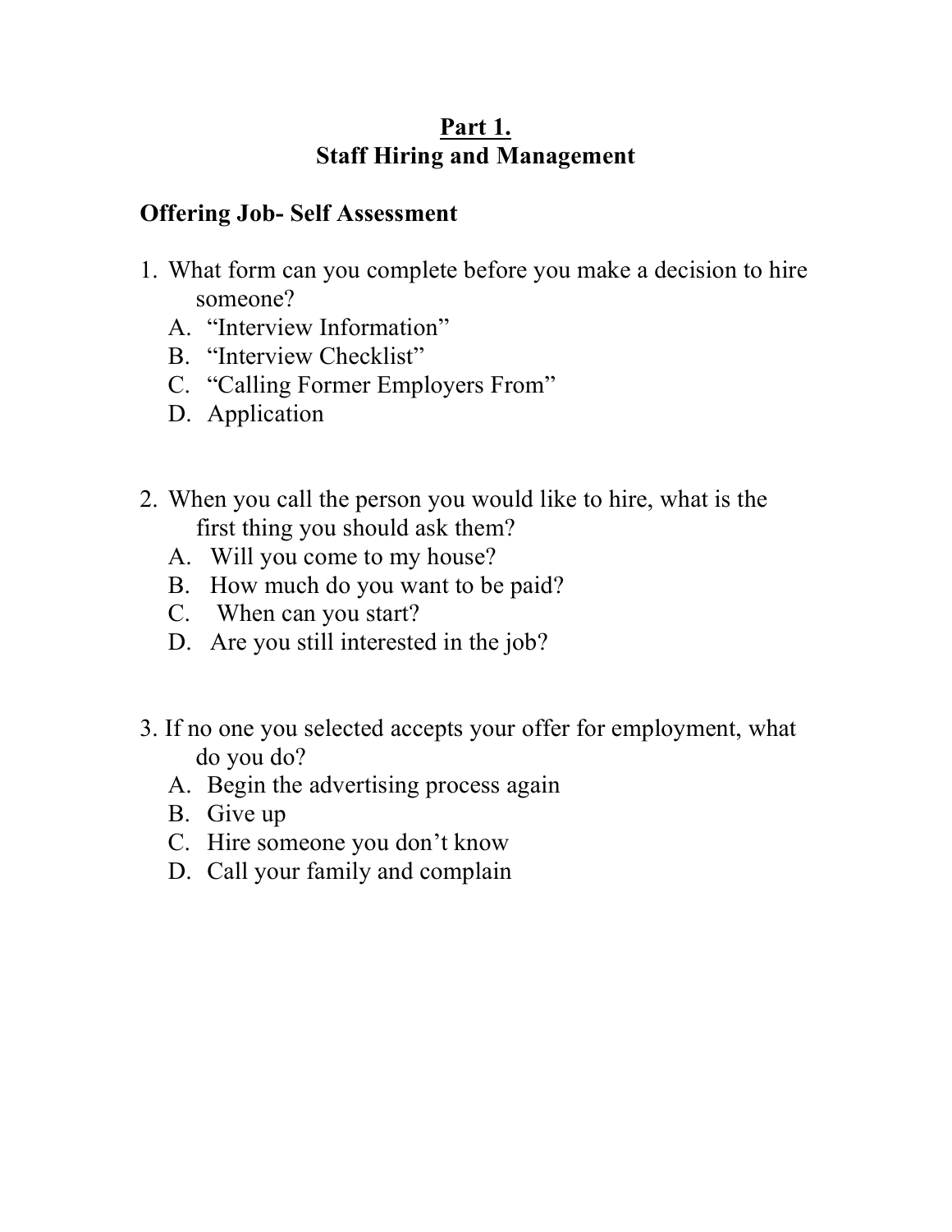# Part 1.
## Staff Hiring and Management

### Offering Job- Self Assessment

1. What form can you complete before you make a decision to hire someone?
   A. "Interview Information"
   B. "Interview Checklist"
   C. "Calling Former Employers From"
   D. Application

2. When you call the person you would like to hire, what is the first thing you should ask them?
   A. Will you come to my house?
   B. How much do you want to be paid?
   C. When can you start?
   D. Are you still interested in the job?

3. If no one you selected accepts your offer for employment, what do you do?
   A. Begin the advertising process again
   B. Give up
   C. Hire someone you don't know
   D. Call your family and complain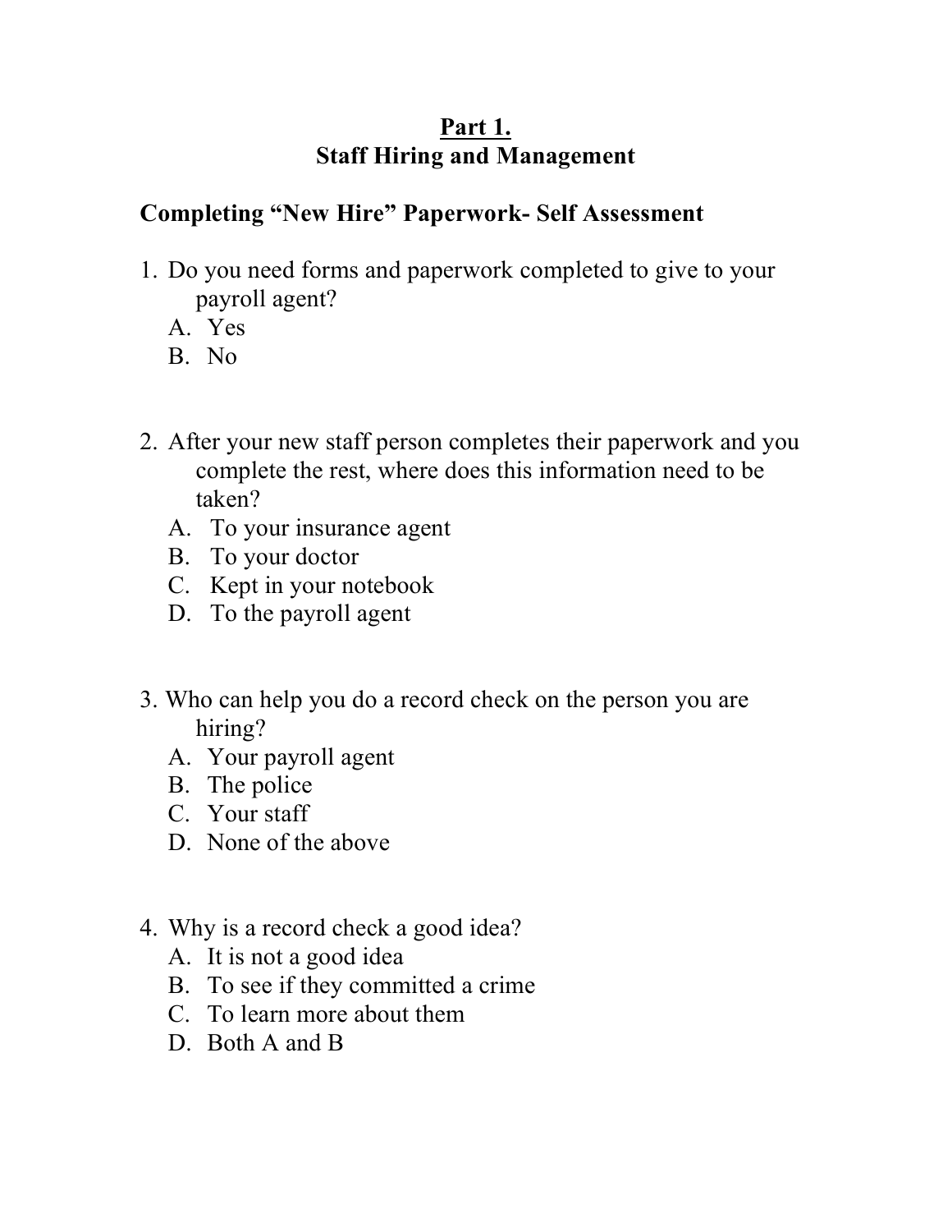# Part 1.

## Staff Hiring and Management

### Completing "New Hire" Paperwork- Self Assessment

1. Do you need forms and paperwork completed to give to your payroll agent?
   - A. Yes
   - B. No

2. After your new staff person completes their paperwork and you complete the rest, where does this information need to be taken?
   - A. To your insurance agent
   - B. To your doctor
   - C. Kept in your notebook
   - D. To the payroll agent

3. Who can help you do a record check on the person you are hiring?
   - A. Your payroll agent
   - B. The police
   - C. Your staff
   - D. None of the above

4. Why is a record check a good idea?
   - A. It is not a good idea
   - B. To see if they committed a crime
   - C. To learn more about them
   - D. Both A and B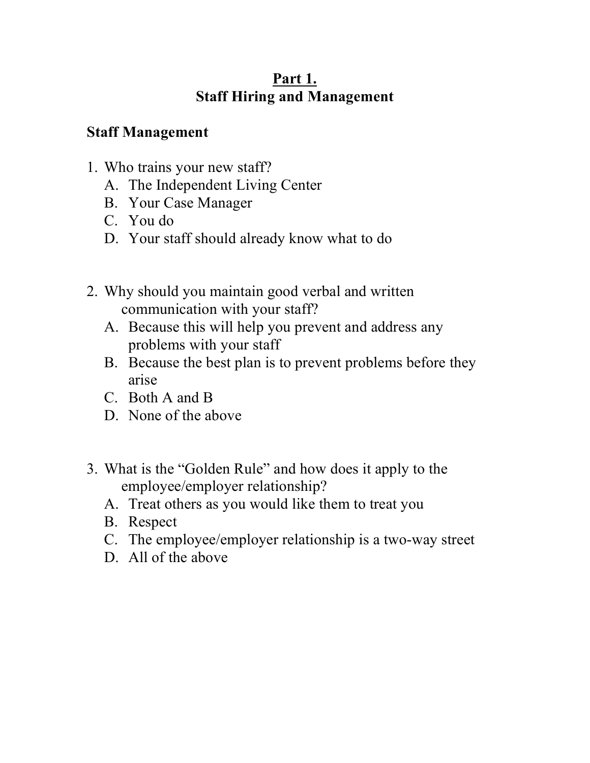## Part 1.
## Staff Hiring and Management

### Staff Management

1. Who trains your new staff?
   A. The Independent Living Center
   B. Your Case Manager
   C. You do
   D. Your staff should already know what to do

2. Why should you maintain good verbal and written communication with your staff?
   A. Because this will help you prevent and address any problems with your staff
   B. Because the best plan is to prevent problems before they arise
   C. Both A and B
   D. None of the above

3. What is the "Golden Rule" and how does it apply to the employee/employer relationship?
   A. Treat others as you would like them to treat you
   B. Respect
   C. The employee/employer relationship is a two-way street
   D. All of the above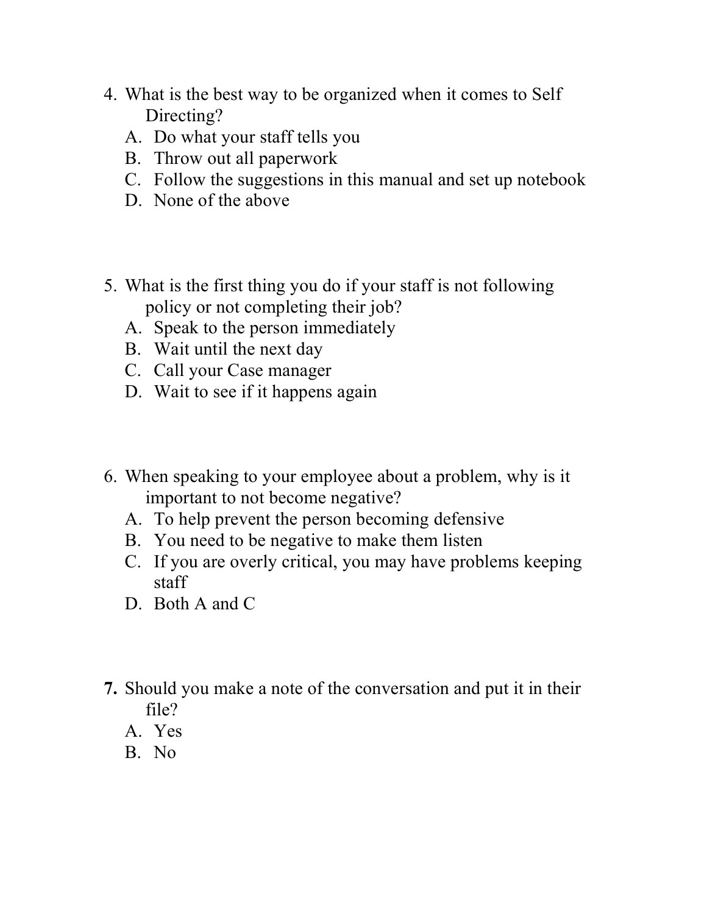4. What is the best way to be organized when it comes to Self Directing?
   A. Do what your staff tells you
   B. Throw out all paperwork
   C. Follow the suggestions in this manual and set up notebook
   D. None of the above

5. What is the first thing you do if your staff is not following policy or not completing their job?
   A. Speak to the person immediately
   B. Wait until the next day
   C. Call your Case manager
   D. Wait to see if it happens again

6. When speaking to your employee about a problem, why is it important to not become negative?
   A. To help prevent the person becoming defensive
   B. You need to be negative to make them listen
   C. If you are overly critical, you may have problems keeping staff
   D. Both A and C

7. Should you make a note of the conversation and put it in their file?
   A. Yes
   B. No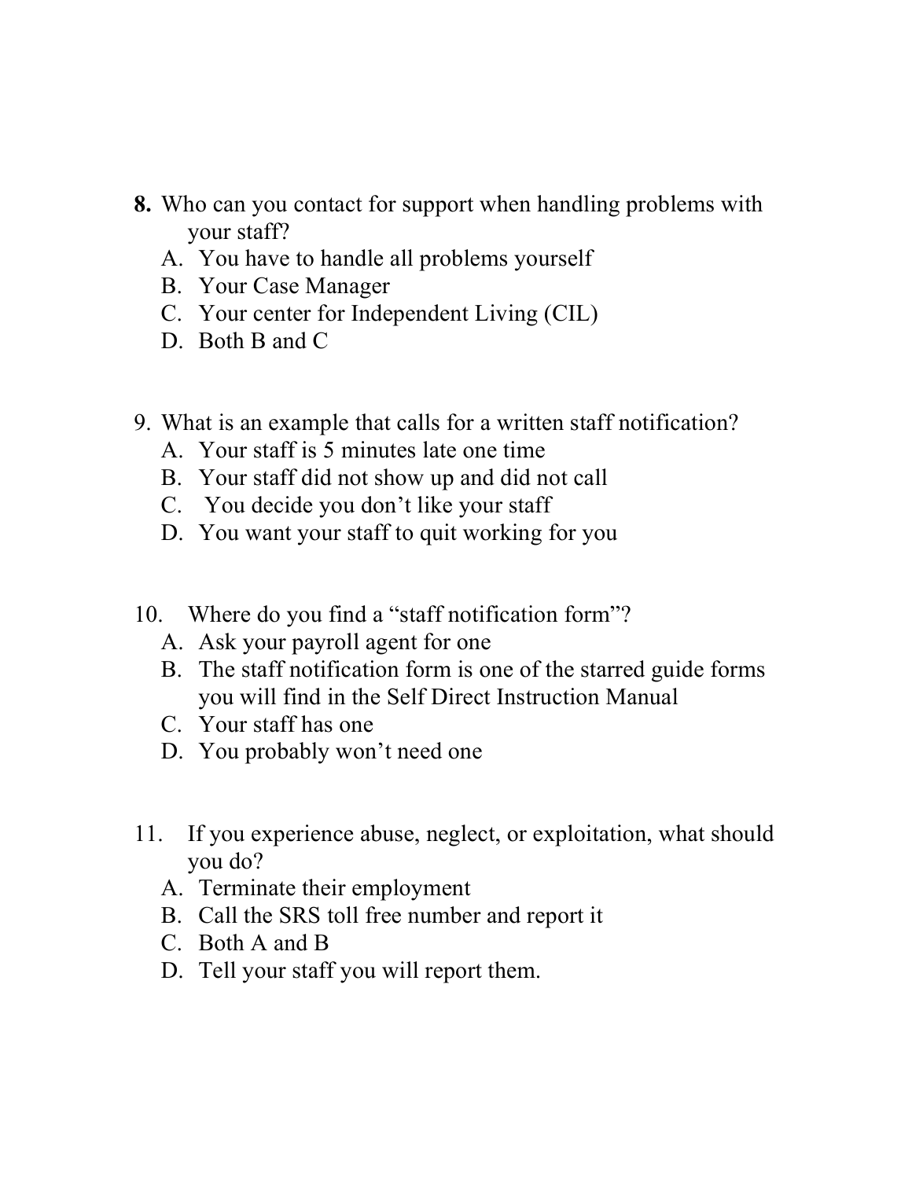**8.** Who can you contact for support when handling problems with your staff?

A. You have to handle all problems yourself
B. Your Case Manager
C. Your center for Independent Living (CIL)
D. Both B and C

9. What is an example that calls for a written staff notification?

A. Your staff is 5 minutes late one time
B. Your staff did not show up and did not call
C. You decide you don't like your staff
D. You want your staff to quit working for you

10. Where do you find a "staff notification form"?

A. Ask your payroll agent for one
B. The staff notification form is one of the starred guide forms you will find in the Self Direct Instruction Manual
C. Your staff has one
D. You probably won't need one

11. If you experience abuse, neglect, or exploitation, what should you do?

A. Terminate their employment
B. Call the SRS toll free number and report it
C. Both A and B
D. Tell your staff you will report them.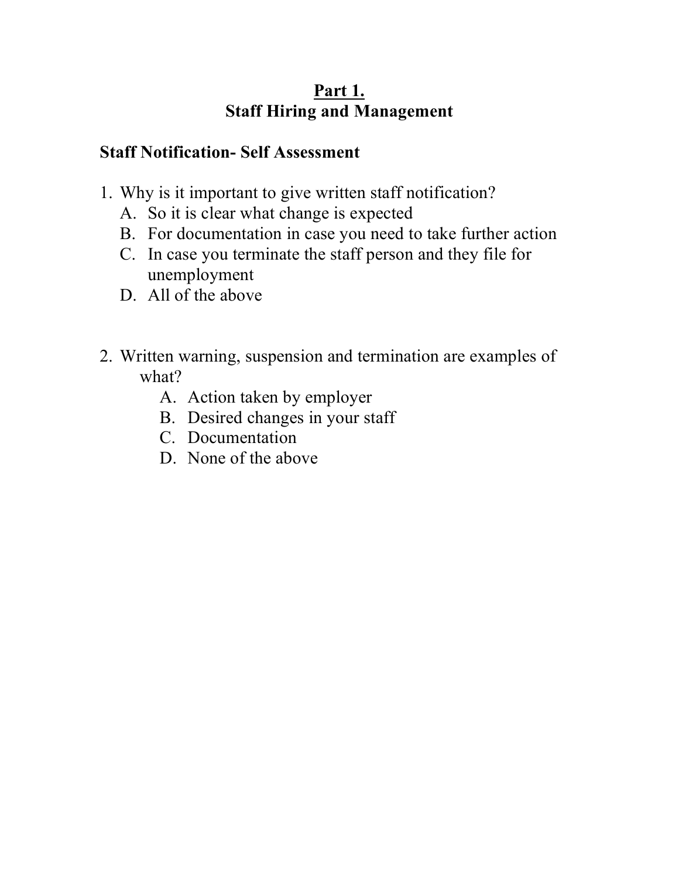# Part 1.
## Staff Hiring and Management

### Staff Notification- Self Assessment

1. Why is it important to give written staff notification?
   A. So it is clear what change is expected
   B. For documentation in case you need to take further action
   C. In case you terminate the staff person and they file for unemployment
   D. All of the above

2. Written warning, suspension and termination are examples of what?
   A. Action taken by employer
   B. Desired changes in your staff
   C. Documentation
   D. None of the above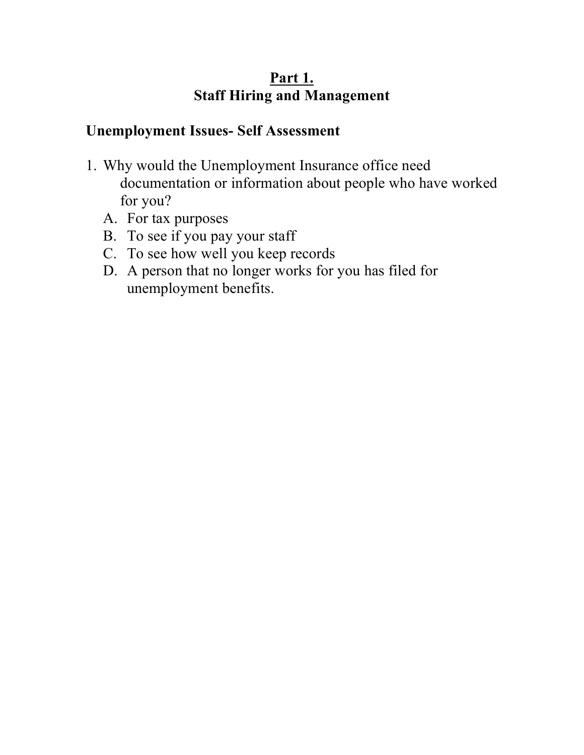## Part 1.
## Staff Hiring and Management

### Unemployment Issues- Self Assessment

1. Why would the Unemployment Insurance office need documentation or information about people who have worked for you?
   A. For tax purposes
   B. To see if you pay your staff
   C. To see how well you keep records
   D. A person that no longer works for you has filed for unemployment benefits.